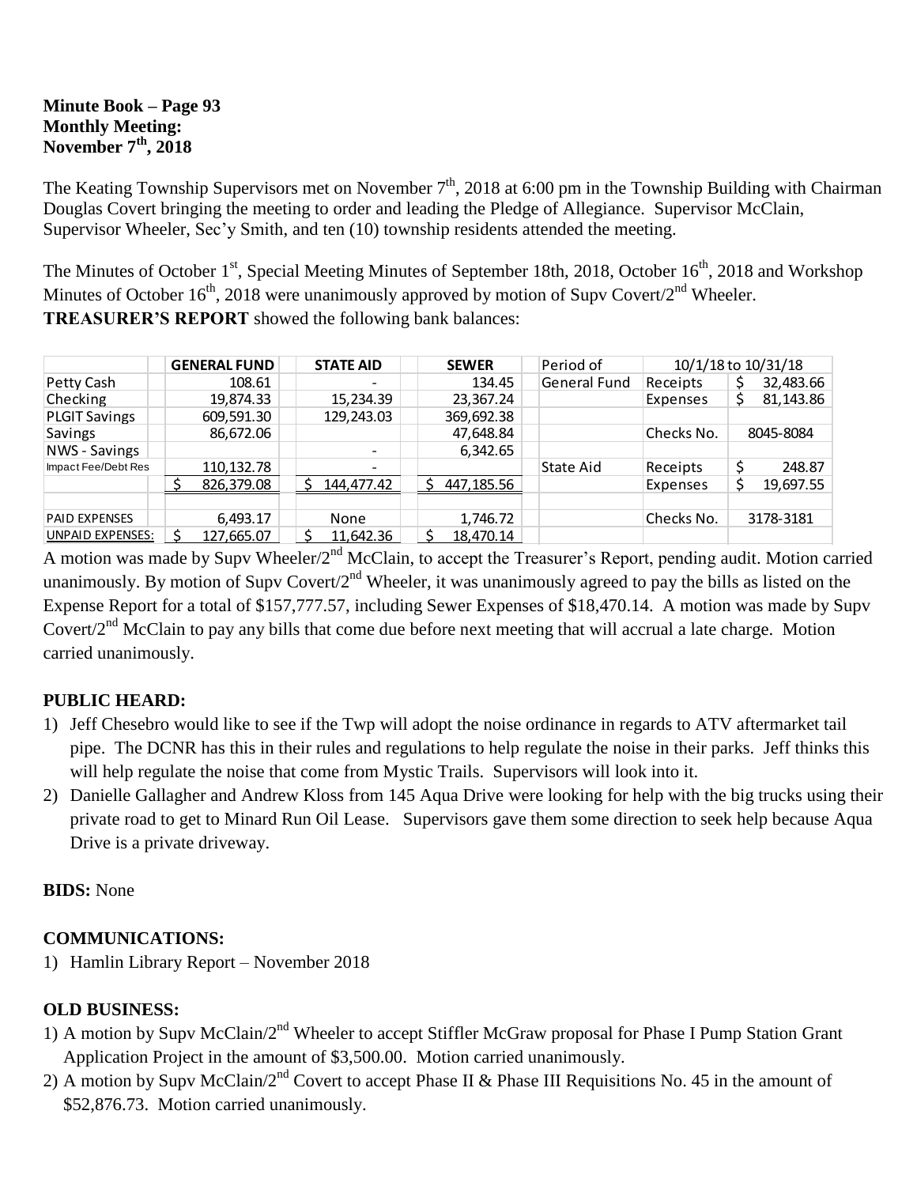**Minute Book – Page 93**
**Monthly Meeting:**
**November 7th, 2018**

The Keating Township Supervisors met on November 7th, 2018 at 6:00 pm in the Township Building with Chairman Douglas Covert bringing the meeting to order and leading the Pledge of Allegiance. Supervisor McClain, Supervisor Wheeler, Sec'y Smith, and ten (10) township residents attended the meeting.

The Minutes of October 1st, Special Meeting Minutes of September 18th, 2018, October 16th, 2018 and Workshop Minutes of October 16th, 2018 were unanimously approved by motion of Supv Covert/2nd Wheeler.

**TREASURER'S REPORT** showed the following bank balances:

| | GENERAL FUND | STATE AID | SEWER | Period of | 10/1/18 to 10/31/18 | |
|---|---|---|---|---|---|---|
| Petty Cash | 108.61 | - | 134.45 | General Fund | Receipts | $ 32,483.66 |
| Checking | 19,874.33 | 15,234.39 | 23,367.24 | | Expenses | $ 81,143.86 |
| PLGIT Savings | 609,591.30 | 129,243.03 | 369,692.38 | | | |
| Savings | 86,672.06 | | 47,648.84 | | Checks No. | 8045-8084 |
| NWS - Savings | | - | 6,342.65 | | | |
| Impact Fee/Debt Res | 110,132.78 | - | | State Aid | Receipts | $ 248.87 |
| | $ 826,379.08 | $ 144,477.42 | $ 447,185.56 | | Expenses | $ 19,697.55 |
| | | | | | | |
| PAID EXPENSES | 6,493.17 | None | 1,746.72 | | Checks No. | 3178-3181 |
| UNPAID EXPENSES: | $ 127,665.07 | $ 11,642.36 | $ 18,470.14 | | | |

A motion was made by Supv Wheeler/2nd McClain, to accept the Treasurer's Report, pending audit. Motion carried unanimously. By motion of Supv Covert/2nd Wheeler, it was unanimously agreed to pay the bills as listed on the Expense Report for a total of $157,777.57, including Sewer Expenses of $18,470.14. A motion was made by Supv Covert/2nd McClain to pay any bills that come due before next meeting that will accrual a late charge. Motion carried unanimously.

**PUBLIC HEARD:**

1) Jeff Chesebro would like to see if the Twp will adopt the noise ordinance in regards to ATV aftermarket tail pipe. The DCNR has this in their rules and regulations to help regulate the noise in their parks. Jeff thinks this will help regulate the noise that come from Mystic Trails. Supervisors will look into it.
2) Danielle Gallagher and Andrew Kloss from 145 Aqua Drive were looking for help with the big trucks using their private road to get to Minard Run Oil Lease. Supervisors gave them some direction to seek help because Aqua Drive is a private driveway.

**BIDS:** None

**COMMUNICATIONS:**

1) Hamlin Library Report – November 2018

**OLD BUSINESS:**

1) A motion by Supv McClain/2nd Wheeler to accept Stiffler McGraw proposal for Phase I Pump Station Grant Application Project in the amount of $3,500.00. Motion carried unanimously.
2) A motion by Supv McClain/2nd Covert to accept Phase II & Phase III Requisitions No. 45 in the amount of $52,876.73. Motion carried unanimously.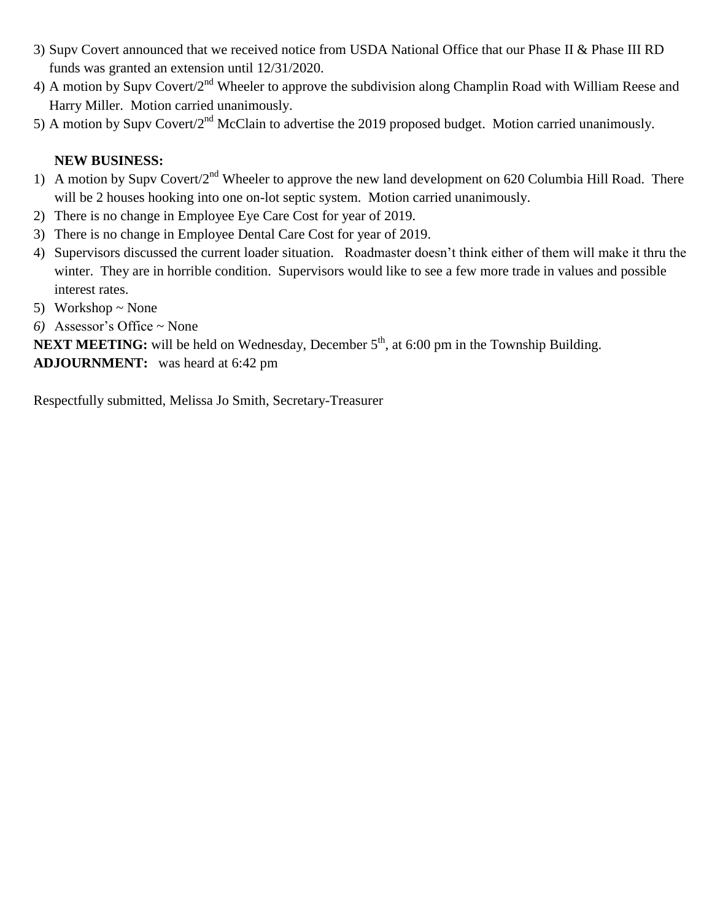3) Supv Covert announced that we received notice from USDA National Office that our Phase II & Phase III RD funds was granted an extension until 12/31/2020.
4) A motion by Supv Covert/2nd Wheeler to approve the subdivision along Champlin Road with William Reese and Harry Miller. Motion carried unanimously.
5) A motion by Supv Covert/2nd McClain to advertise the 2019 proposed budget. Motion carried unanimously.

**NEW BUSINESS:**

1) A motion by Supv Covert/2nd Wheeler to approve the new land development on 620 Columbia Hill Road. There will be 2 houses hooking into one on-lot septic system. Motion carried unanimously.
2) There is no change in Employee Eye Care Cost for year of 2019.
3) There is no change in Employee Dental Care Cost for year of 2019.
4) Supervisors discussed the current loader situation. Roadmaster doesn't think either of them will make it thru the winter. They are in horrible condition. Supervisors would like to see a few more trade in values and possible interest rates.
5) Workshop ~ None
6) Assessor's Office ~ None

**NEXT MEETING:** will be held on Wednesday, December 5th, at 6:00 pm in the Township Building.

**ADJOURNMENT:** was heard at 6:42 pm

Respectfully submitted, Melissa Jo Smith, Secretary-Treasurer